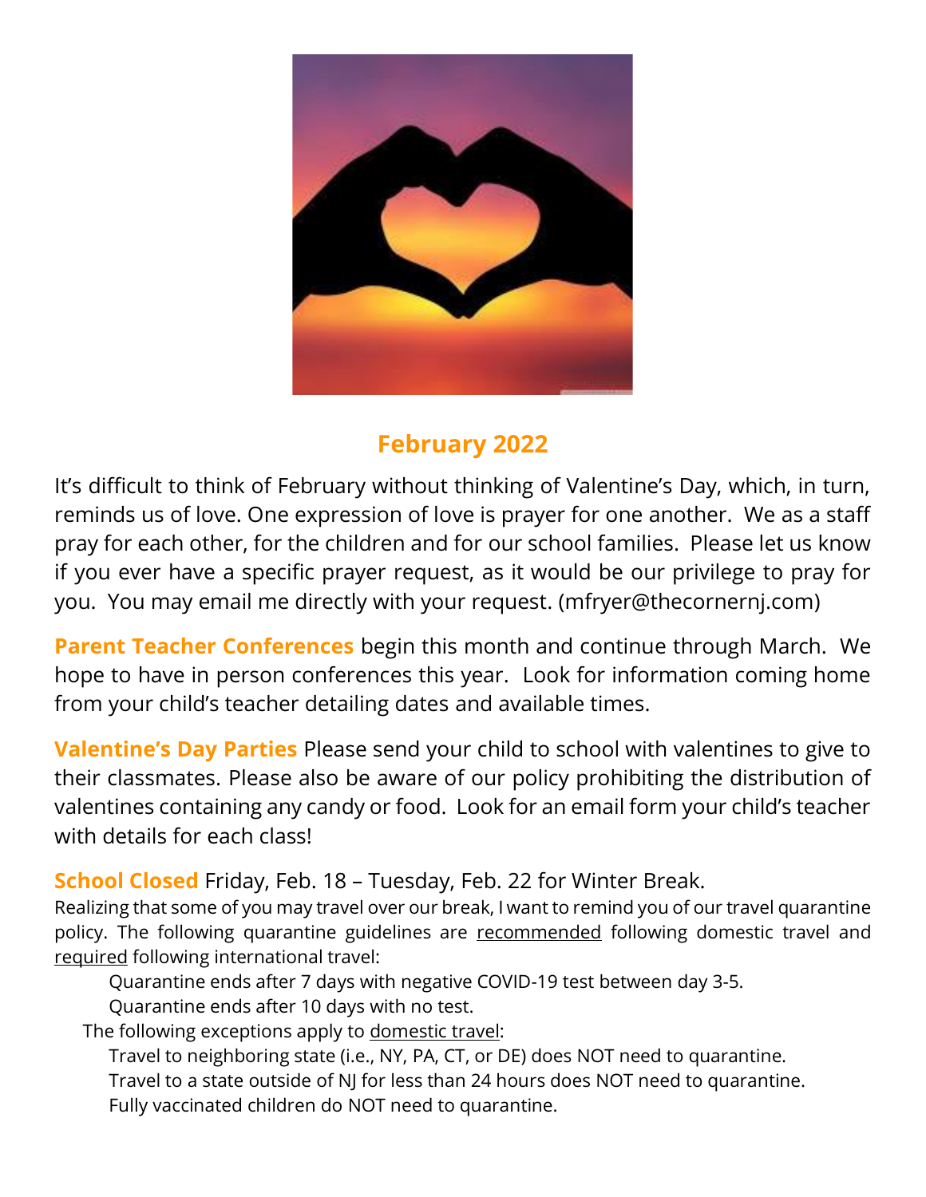## February 2022

It's difficult to think of February without thinking of Valentine's Day, which, in turn, reminds us of love. One expression of love is prayer for one another. We as a staff pray for each other, for the children and for our school families. Please let us know if you ever have a specific prayer request, as it would be our privilege to pray for you. You may email me directly with your request. (mfryer@thecornernj.com)

**Parent Teacher Conferences** begin this month and continue through March. We hope to have in person conferences this year. Look for information coming home from your child's teacher detailing dates and available times.

**Valentine's Day Parties** Please send your child to school with valentines to give to their classmates. Please also be aware of our policy prohibiting the distribution of valentines containing any candy or food. Look for an email form your child's teacher with details for each class!

**School Closed** Friday, Feb. 18 – Tuesday, Feb. 22 for Winter Break.

Realizing that some of you may travel over our break, I want to remind you of our travel quarantine policy. The following quarantine guidelines are recommended following domestic travel and required following international travel:

- Quarantine ends after 7 days with negative COVID-19 test between day 3-5.
- Quarantine ends after 10 days with no test.

The following exceptions apply to domestic travel:

- Travel to neighboring state (i.e., NY, PA, CT, or DE) does NOT need to quarantine.
- Travel to a state outside of NJ for less than 24 hours does NOT need to quarantine.
- Fully vaccinated children do NOT need to quarantine.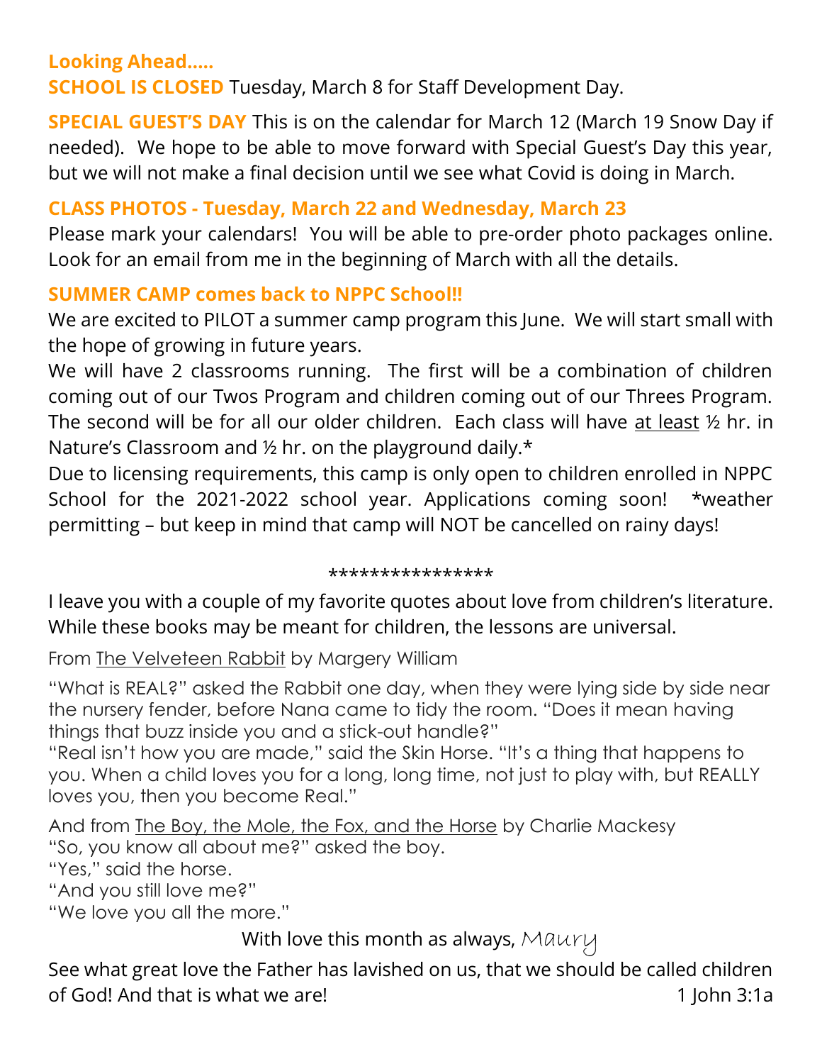**Looking Ahead…..**

**SCHOOL IS CLOSED** Tuesday, March 8 for Staff Development Day.

**SPECIAL GUEST'S DAY** This is on the calendar for March 12 (March 19 Snow Day if needed). We hope to be able to move forward with Special Guest's Day this year, but we will not make a final decision until we see what Covid is doing in March.

**CLASS PHOTOS - Tuesday, March 22 and Wednesday, March 23**

Please mark your calendars! You will be able to pre-order photo packages online. Look for an email from me in the beginning of March with all the details.

**SUMMER CAMP comes back to NPPC School!!**

We are excited to PILOT a summer camp program this June. We will start small with the hope of growing in future years.

We will have 2 classrooms running. The first will be a combination of children coming out of our Twos Program and children coming out of our Threes Program. The second will be for all our older children. Each class will have at least ½ hr. in Nature's Classroom and ½ hr. on the playground daily.*

Due to licensing requirements, this camp is only open to children enrolled in NPPC School for the 2021-2022 school year. Applications coming soon! *weather permitting – but keep in mind that camp will NOT be cancelled on rainy days!

****************

I leave you with a couple of my favorite quotes about love from children's literature. While these books may be meant for children, the lessons are universal.

From The Velveteen Rabbit by Margery William

"What is REAL?" asked the Rabbit one day, when they were lying side by side near the nursery fender, before Nana came to tidy the room. "Does it mean having things that buzz inside you and a stick-out handle?"

"Real isn't how you are made," said the Skin Horse. "It's a thing that happens to you. When a child loves you for a long, long time, not just to play with, but REALLY loves you, then you become Real."

And from The Boy, the Mole, the Fox, and the Horse by Charlie Mackesy

"So, you know all about me?" asked the boy.

"Yes," said the horse.

"And you still love me?"

"We love you all the more."

With love this month as always, Maury

See what great love the Father has lavished on us, that we should be called children of God! And that is what we are! 1 John 3:1a